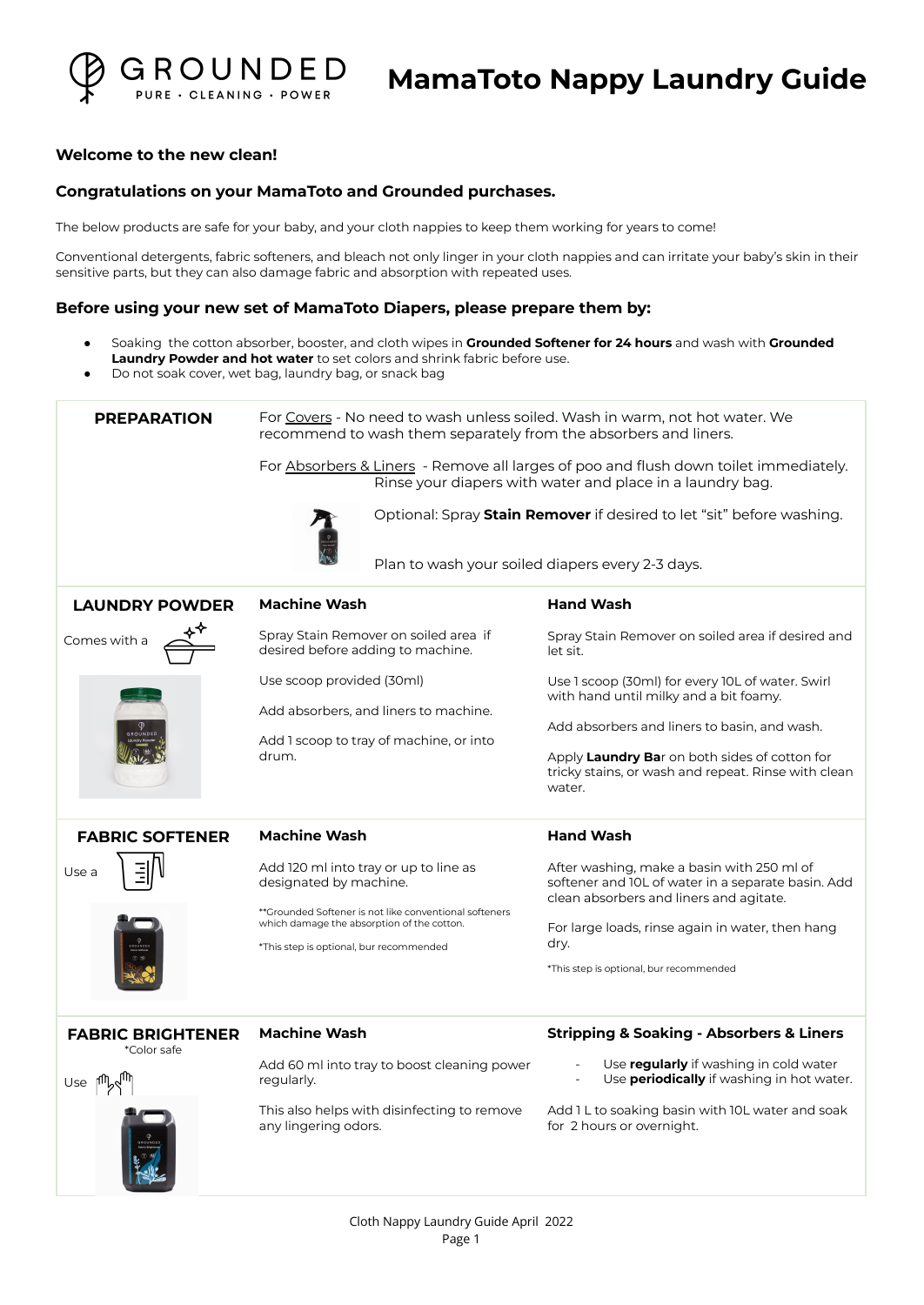# MamaToto Nappy Laundry Guide

GROUNDED
PURE · CLEANING · POWER

**Welcome to the new clean!**

**Congratulations on your MamaToto and Grounded purchases.**

The below products are safe for your baby, and your cloth nappies to keep them working for years to come!

Conventional detergents, fabric softeners, and bleach not only linger in your cloth nappies and can irritate your baby's skin in their sensitive parts, but they can also damage fabric and absorption with repeated uses.

### Before using your new set of MamaToto Diapers, please prepare them by:

- Soaking the cotton absorber, booster, and cloth wipes in **Grounded Softener for 24 hours** and wash with **Grounded Laundry Powder and hot water** to set colors and shrink fabric before use.
- Do not soak cover, wet bag, laundry bag, or snack bag

| | | |
|---|---|---|
| **PREPARATION** | For Covers - No need to wash unless soiled. Wash in warm, not hot water. We recommend to wash them separately from the absorbers and liners.<br><br>For Absorbers & Liners - Remove all larges of poo and flush down toilet immediately. Rinse your diapers with water and place in a laundry bag.<br><br>Optional: Spray **Stain Remover** if desired to let "sit" before washing.<br><br>Plan to wash your soiled diapers every 2-3 days. | |
| **LAUNDRY POWDER**<br><br>Comes with a | **Machine Wash**<br><br>Spray Stain Remover on soiled area if desired before adding to machine.<br><br>Use scoop provided (30ml)<br><br>Add absorbers, and liners to machine.<br><br>Add 1 scoop to tray of machine, or into drum. | **Hand Wash**<br><br>Spray Stain Remover on soiled area if desired and let sit.<br><br>Use 1 scoop (30ml) for every 10L of water. Swirl with hand until milky and a bit foamy.<br><br>Add absorbers and liners to basin, and wash.<br><br>Apply **Laundry Ba**r on both sides of cotton for tricky stains, or wash and repeat. Rinse with clean water. |
| **FABRIC SOFTENER**<br><br>Use a | **Machine Wash**<br><br>Add 120 ml into tray or up to line as designated by machine.<br><br>**Grounded Softener is not like conventional softeners which damage the absorption of the cotton.<br><br>*This step is optional, bur recommended | **Hand Wash**<br><br>After washing, make a basin with 250 ml of softener and 10L of water in a separate basin. Add clean absorbers and liners and agitate.<br><br>For large loads, rinse again in water, then hang dry.<br><br>*This step is optional, bur recommended |
| **FABRIC BRIGHTENER**<br>*Color safe<br><br>Use | **Machine Wash**<br><br>Add 60 ml into tray to boost cleaning power regularly.<br><br>This also helps with disinfecting to remove any lingering odors. | **Stripping & Soaking - Absorbers & Liners**<br><br>- Use **regularly** if washing in cold water<br>- Use **periodically** if washing in hot water.<br><br>Add 1 L to soaking basin with 10L water and soak for 2 hours or overnight. |

Cloth Nappy Laundry Guide April 2022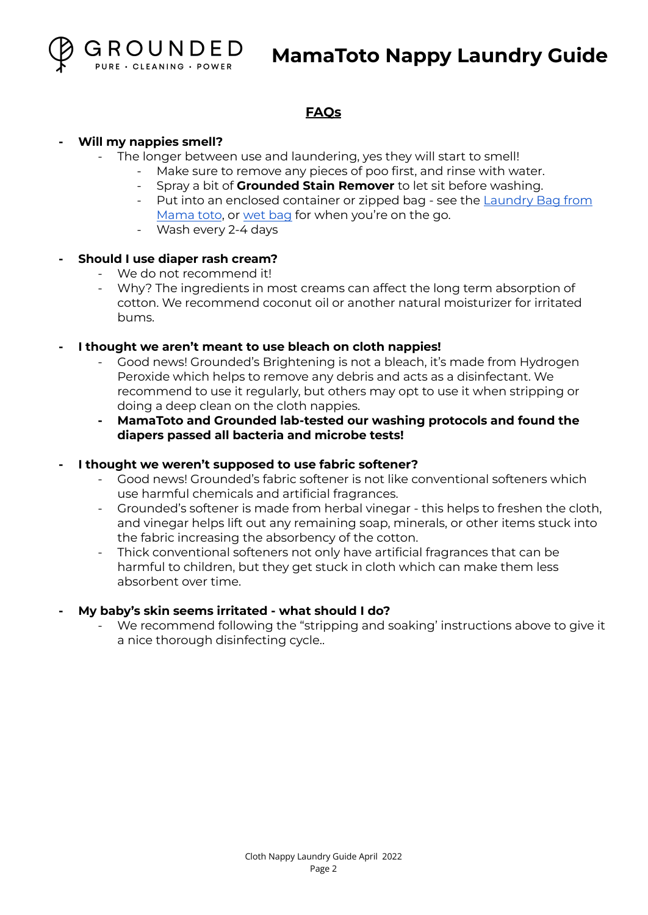## FAQs

- **Will my nappies smell?**
  - The longer between use and laundering, yes they will start to smell!
    - Make sure to remove any pieces of poo first, and rinse with water.
    - Spray a bit of **Grounded Stain Remover** to let sit before washing.
    - Put into an enclosed container or zipped bag - see the Laundry Bag from Mama toto, or wet bag for when you're on the go.
    - Wash every 2-4 days

- **Should I use diaper rash cream?**
  - We do not recommend it!
  - Why? The ingredients in most creams can affect the long term absorption of cotton. We recommend coconut oil or another natural moisturizer for irritated bums.

- **I thought we aren't meant to use bleach on cloth nappies!**
  - Good news! Grounded's Brightening is not a bleach, it's made from Hydrogen Peroxide which helps to remove any debris and acts as a disinfectant. We recommend to use it regularly, but others may opt to use it when stripping or doing a deep clean on the cloth nappies.
  - **MamaToto and Grounded lab-tested our washing protocols and found the diapers passed all bacteria and microbe tests!**

- **I thought we weren't supposed to use fabric softener?**
  - Good news! Grounded's fabric softener is not like conventional softeners which use harmful chemicals and artificial fragrances.
  - Grounded's softener is made from herbal vinegar - this helps to freshen the cloth, and vinegar helps lift out any remaining soap, minerals, or other items stuck into the fabric increasing the absorbency of the cotton.
  - Thick conventional softeners not only have artificial fragrances that can be harmful to children, but they get stuck in cloth which can make them less absorbent over time.

- **My baby's skin seems irritated - what should I do?**
  - We recommend following the "stripping and soaking' instructions above to give it a nice thorough disinfecting cycle..